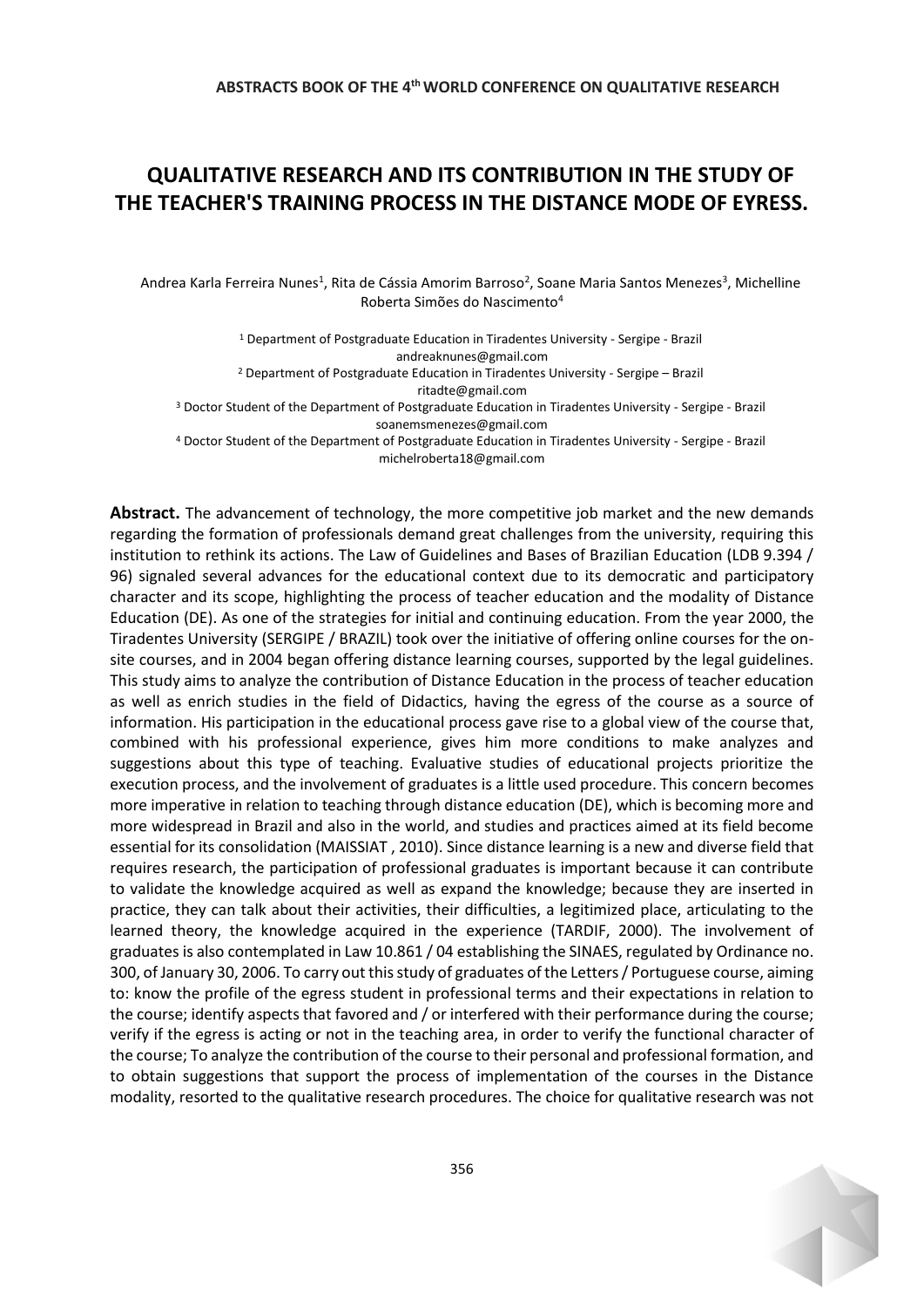# QUALITATIVE RESEARCH AND ITS CONTRIBUTION IN THE STUDY OF THE TEACHER'S TRAINING PROCESS IN THE DISTANCE MODE OF EYRESS.

Andrea Karla Ferreira Nunes[1], Rita de Cássia Amorim Barroso[2], Soane Maria Santos Menezes[3], Michelline Roberta Simões do Nascimento[4]

[1] Department of Postgraduate Education in Tiradentes University - Sergipe - Brazil
andreaknunes@gmail.com

[2] Department of Postgraduate Education in Tiradentes University - Sergipe – Brazil
ritadte@gmail.com

[3] Doctor Student of the Department of Postgraduate Education in Tiradentes University - Sergipe - Brazil
soanemsmenezes@gmail.com

[4] Doctor Student of the Department of Postgraduate Education in Tiradentes University - Sergipe - Brazil
michelroberta18@gmail.com

**Abstract.** The advancement of technology, the more competitive job market and the new demands regarding the formation of professionals demand great challenges from the university, requiring this institution to rethink its actions. The Law of Guidelines and Bases of Brazilian Education (LDB 9.394 / 96) signaled several advances for the educational context due to its democratic and participatory character and its scope, highlighting the process of teacher education and the modality of Distance Education (DE). As one of the strategies for initial and continuing education. From the year 2000, the Tiradentes University (SERGIPE / BRAZIL) took over the initiative of offering online courses for the on-site courses, and in 2004 began offering distance learning courses, supported by the legal guidelines. This study aims to analyze the contribution of Distance Education in the process of teacher education as well as enrich studies in the field of Didactics, having the egress of the course as a source of information. His participation in the educational process gave rise to a global view of the course that, combined with his professional experience, gives him more conditions to make analyzes and suggestions about this type of teaching. Evaluative studies of educational projects prioritize the execution process, and the involvement of graduates is a little used procedure. This concern becomes more imperative in relation to teaching through distance education (DE), which is becoming more and more widespread in Brazil and also in the world, and studies and practices aimed at its field become essential for its consolidation (MAISSIAT , 2010). Since distance learning is a new and diverse field that requires research, the participation of professional graduates is important because it can contribute to validate the knowledge acquired as well as expand the knowledge; because they are inserted in practice, they can talk about their activities, their difficulties, a legitimized place, articulating to the learned theory, the knowledge acquired in the experience (TARDIF, 2000). The involvement of graduates is also contemplated in Law 10.861 / 04 establishing the SINAES, regulated by Ordinance no. 300, of January 30, 2006. To carry out this study of graduates of the Letters / Portuguese course, aiming to: know the profile of the egress student in professional terms and their expectations in relation to the course; identify aspects that favored and / or interfered with their performance during the course; verify if the egress is acting or not in the teaching area, in order to verify the functional character of the course; To analyze the contribution of the course to their personal and professional formation, and to obtain suggestions that support the process of implementation of the courses in the Distance modality, resorted to the qualitative research procedures. The choice for qualitative research was not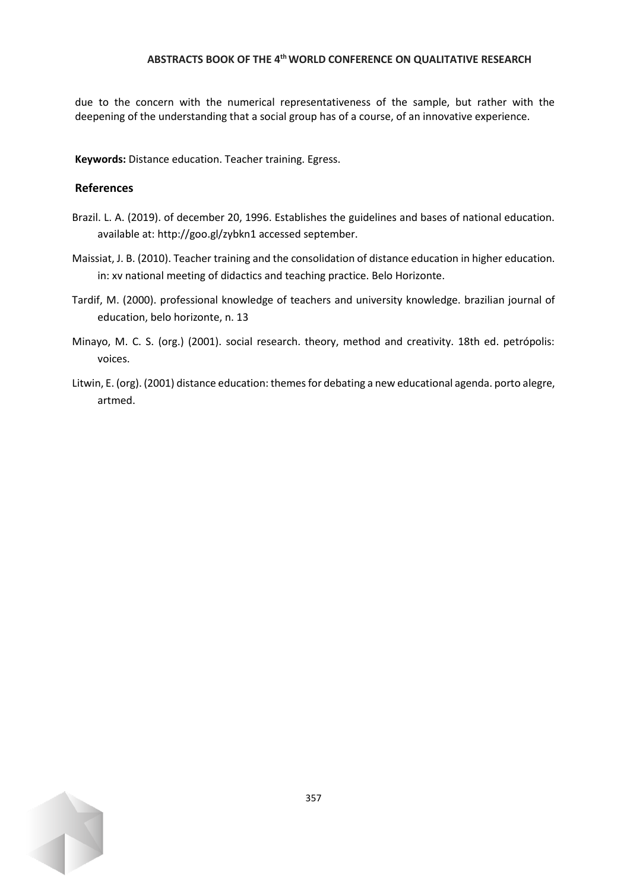due to the concern with the numerical representativeness of the sample, but rather with the deepening of the understanding that a social group has of a course, of an innovative experience.

**Keywords:** Distance education. Teacher training. Egress.

## References

Brazil. L. A. (2019). of december 20, 1996. Establishes the guidelines and bases of national education. available at: http://goo.gl/zybkn1 accessed september.

Maissiat, J. B. (2010). Teacher training and the consolidation of distance education in higher education. in: xv national meeting of didactics and teaching practice. Belo Horizonte.

Tardif, M. (2000). professional knowledge of teachers and university knowledge. brazilian journal of education, belo horizonte, n. 13

Minayo, M. C. S. (org.) (2001). social research. theory, method and creativity. 18th ed. petrópolis: voices.

Litwin, E. (org). (2001) distance education: themes for debating a new educational agenda. porto alegre, artmed.